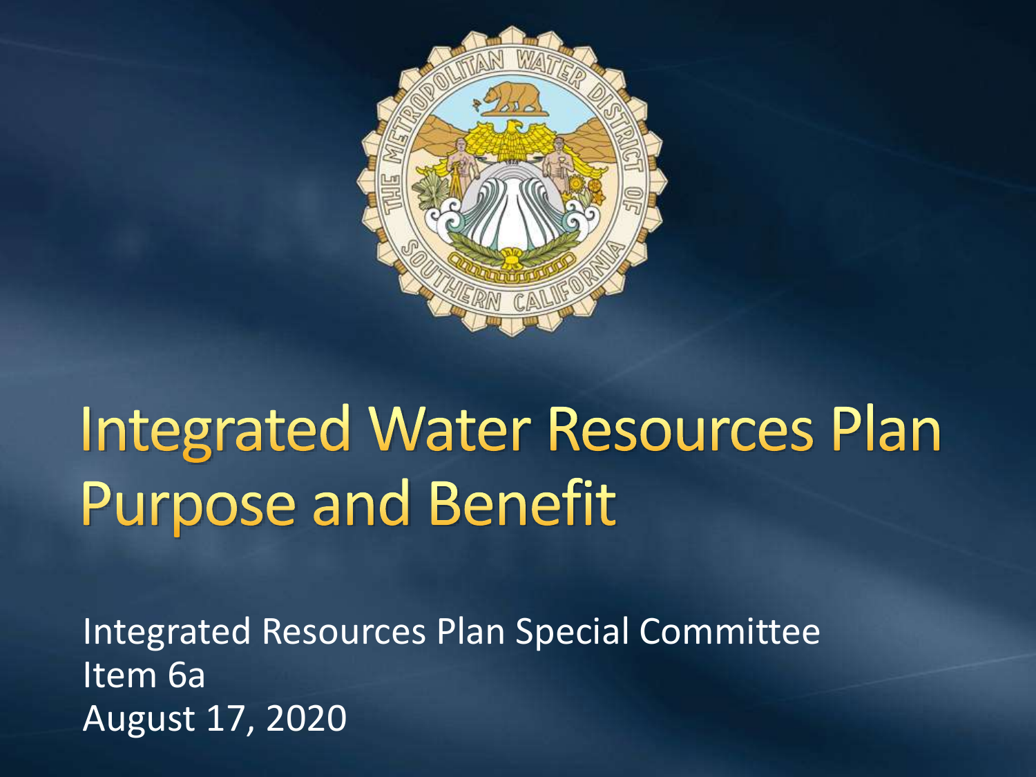# Integrated Water Resources Plan Purpose and Benefit

Integrated Resources Plan Special Committee
Item 6a
August 17, 2020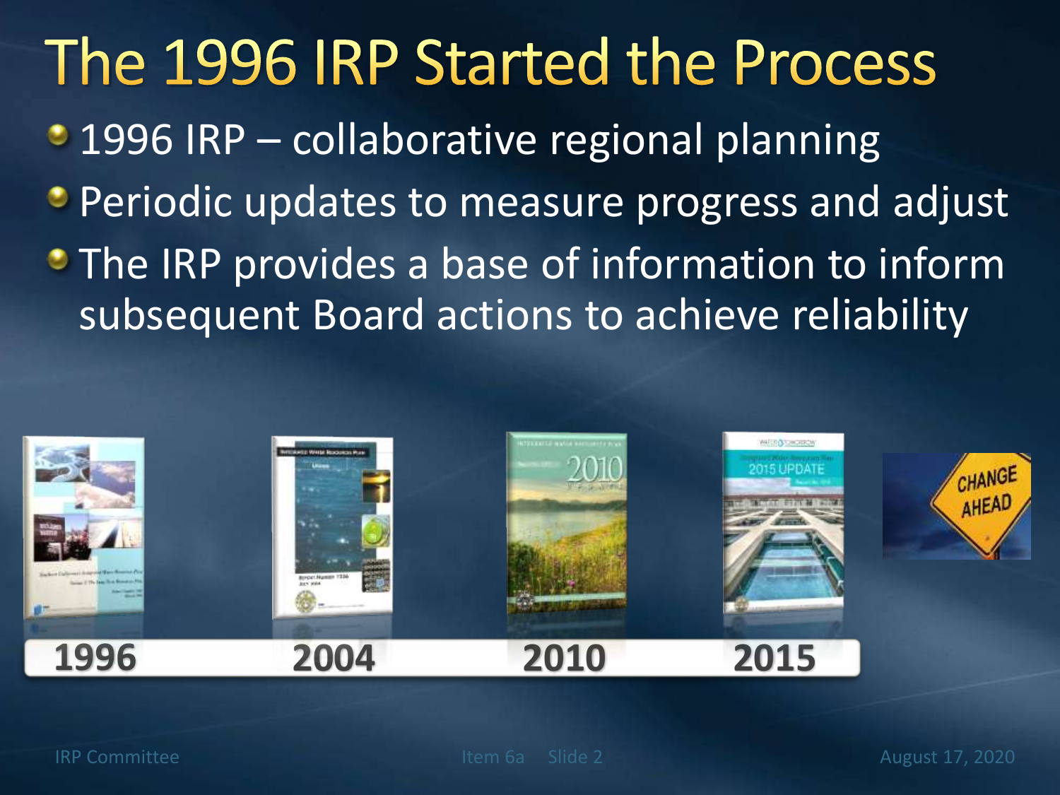# The 1996 IRP Started the Process

- 1996 IRP – collaborative regional planning
- Periodic updates to measure progress and adjust
- The IRP provides a base of information to inform subsequent Board actions to achieve reliability

1996 | 2004 | 2010 | 2015

CHANGE AHEAD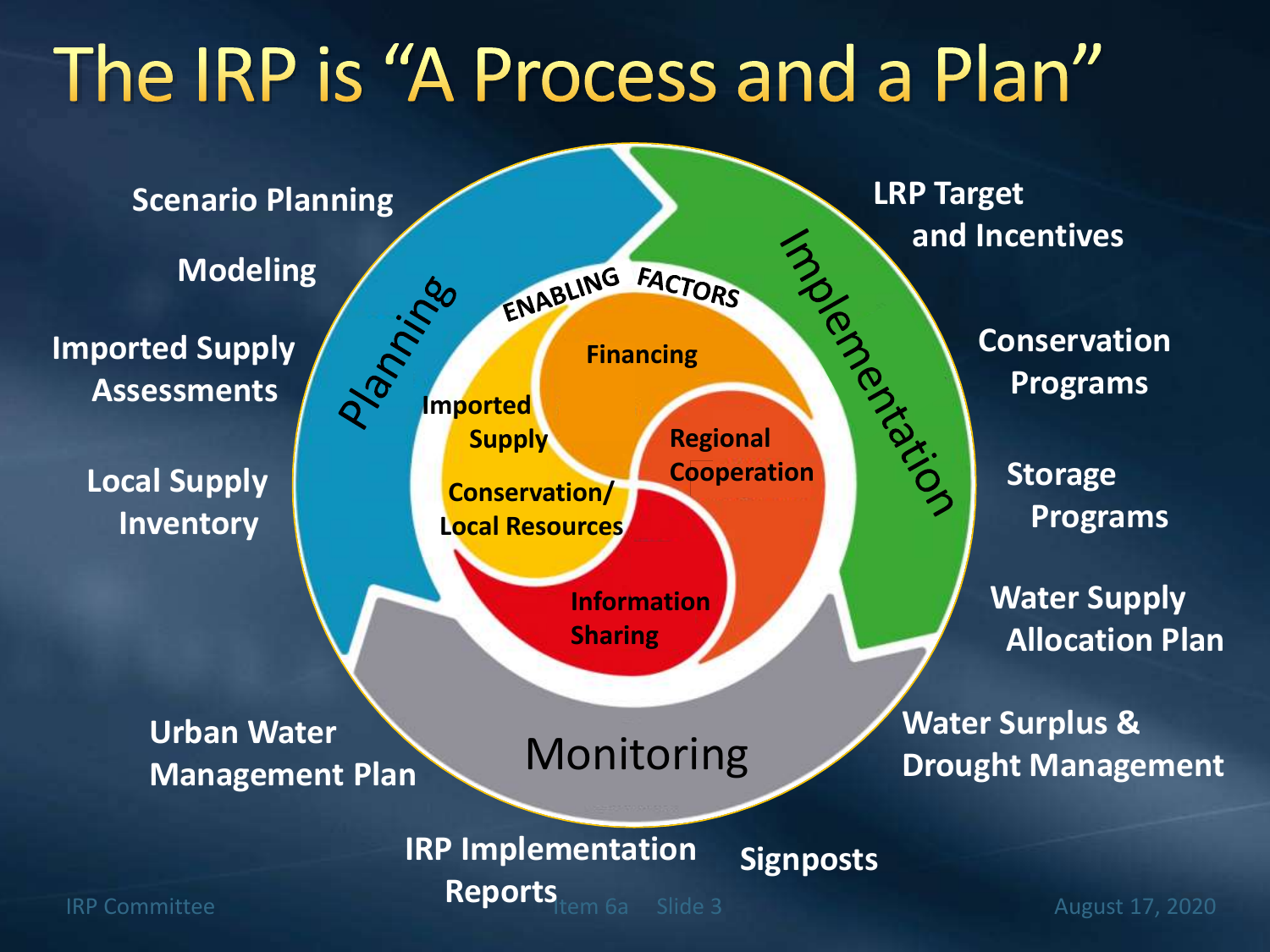# The IRP is "A Process and a Plan"

**Planning**

- Scenario Planning
- Modeling
- Imported Supply Assessments
- Local Supply Inventory

**Implementation**

- LRP Target and Incentives
- Conservation Programs
- Storage Programs
- Water Supply Allocation Plan
- Water Surplus & Drought Management

**Monitoring**

- Urban Water Management Plan
- IRP Implementation Reports
- Signposts

**ENABLING FACTORS**

- Financing
- Imported Supply
- Conservation/ Local Resources
- Regional Cooperation
- Information Sharing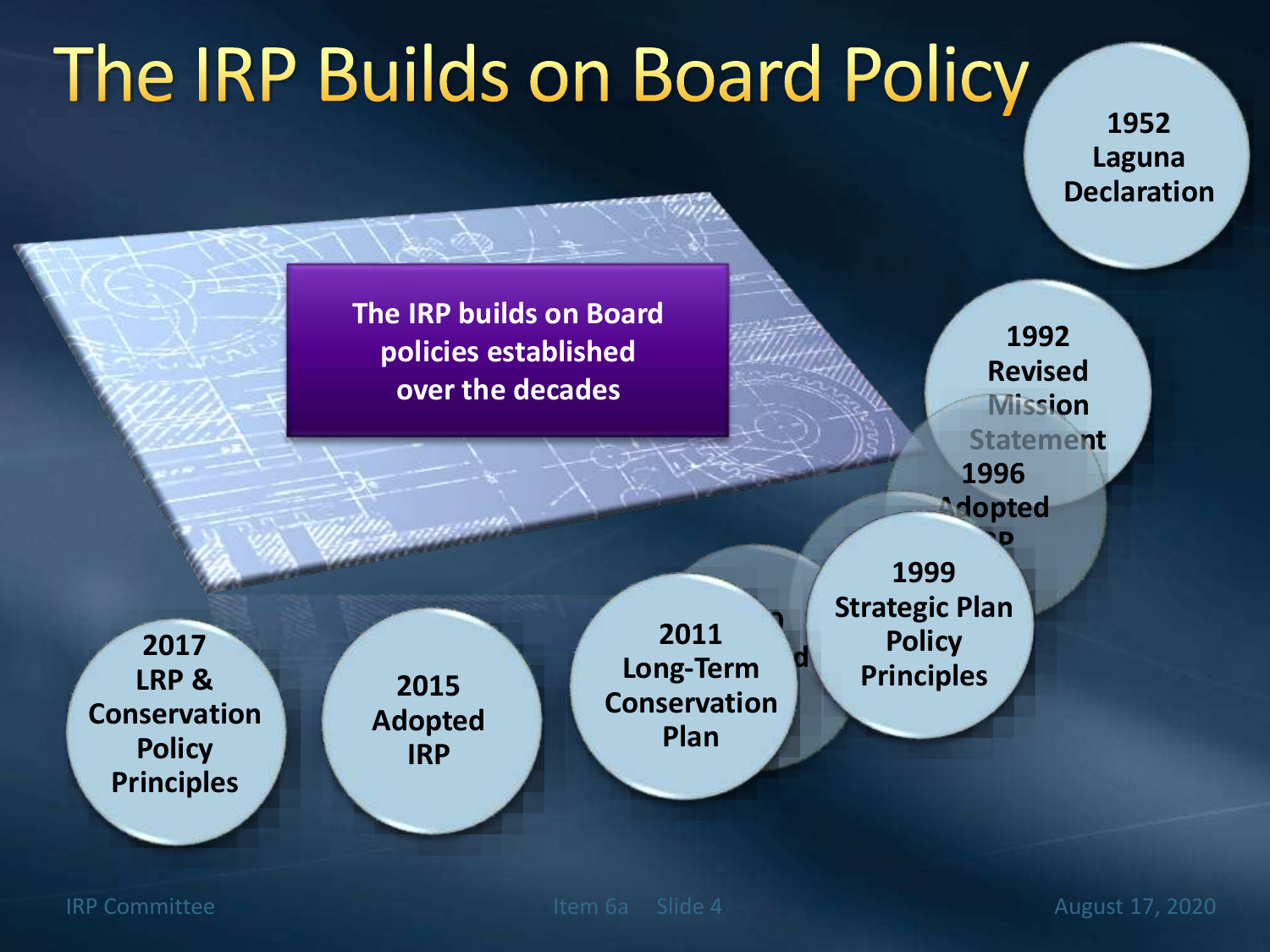# The IRP Builds on Board Policy

The IRP builds on Board policies established over the decades

- 1952 Laguna Declaration
- 1992 Revised Mission Statement
- 1996 Adopted IRP
- 1999 Strategic Plan Policy Principles
- 2011 Long-Term Conservation Plan
- 2015 Adopted IRP
- 2017 LRP & Conservation Policy Principles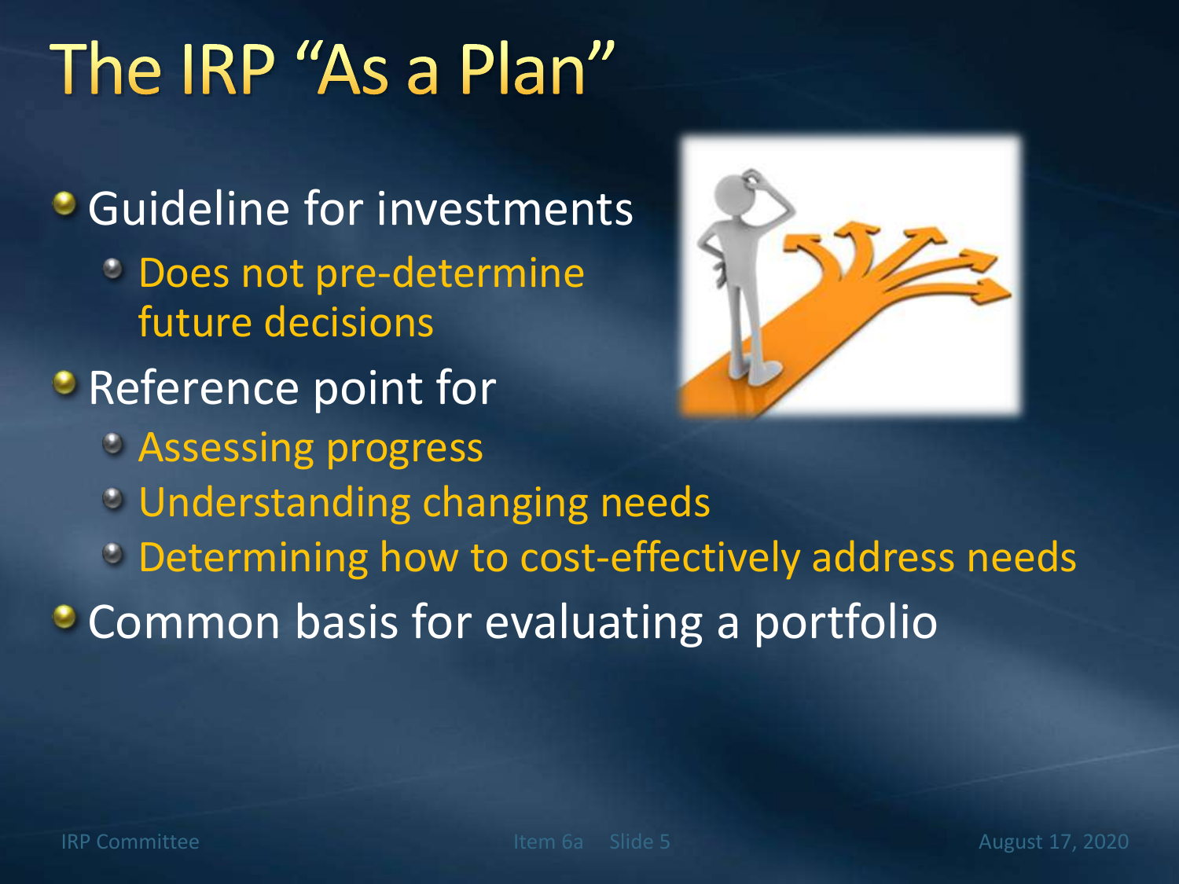# The IRP "As a Plan"

- Guideline for investments
  - Does not pre-determine future decisions
- Reference point for
  - Assessing progress
  - Understanding changing needs
  - Determining how to cost-effectively address needs
- Common basis for evaluating a portfolio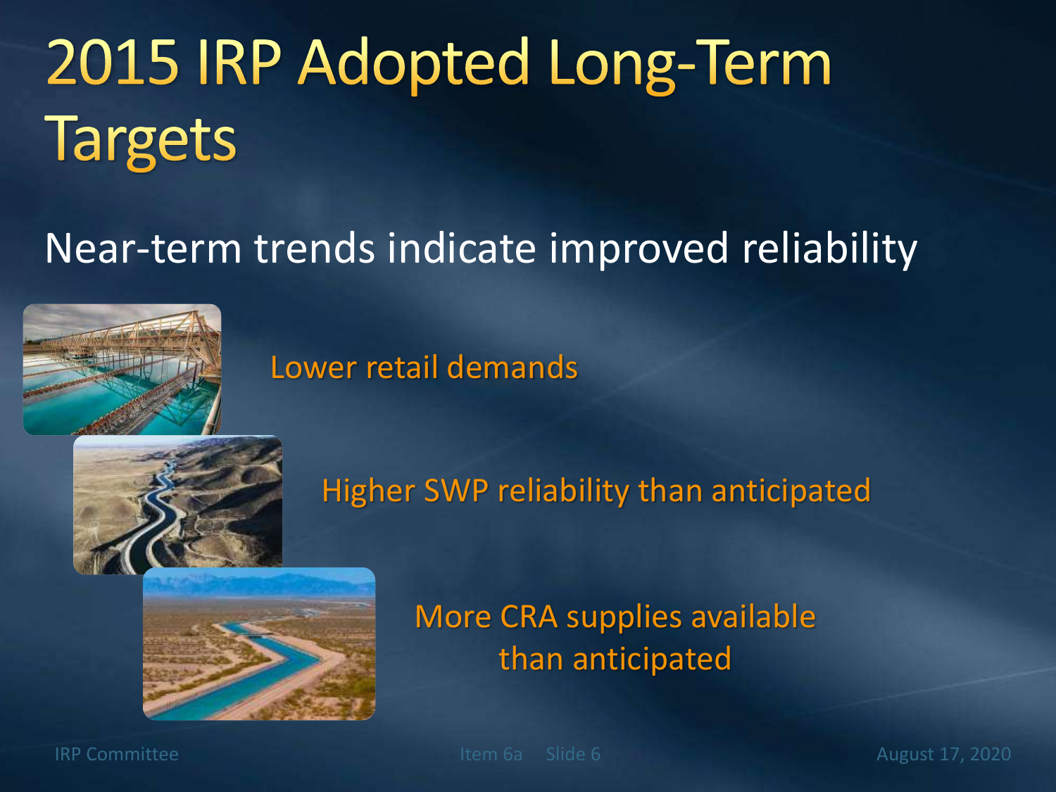# 2015 IRP Adopted Long-Term Targets

Near-term trends indicate improved reliability

- Lower retail demands
- Higher SWP reliability than anticipated
- More CRA supplies available than anticipated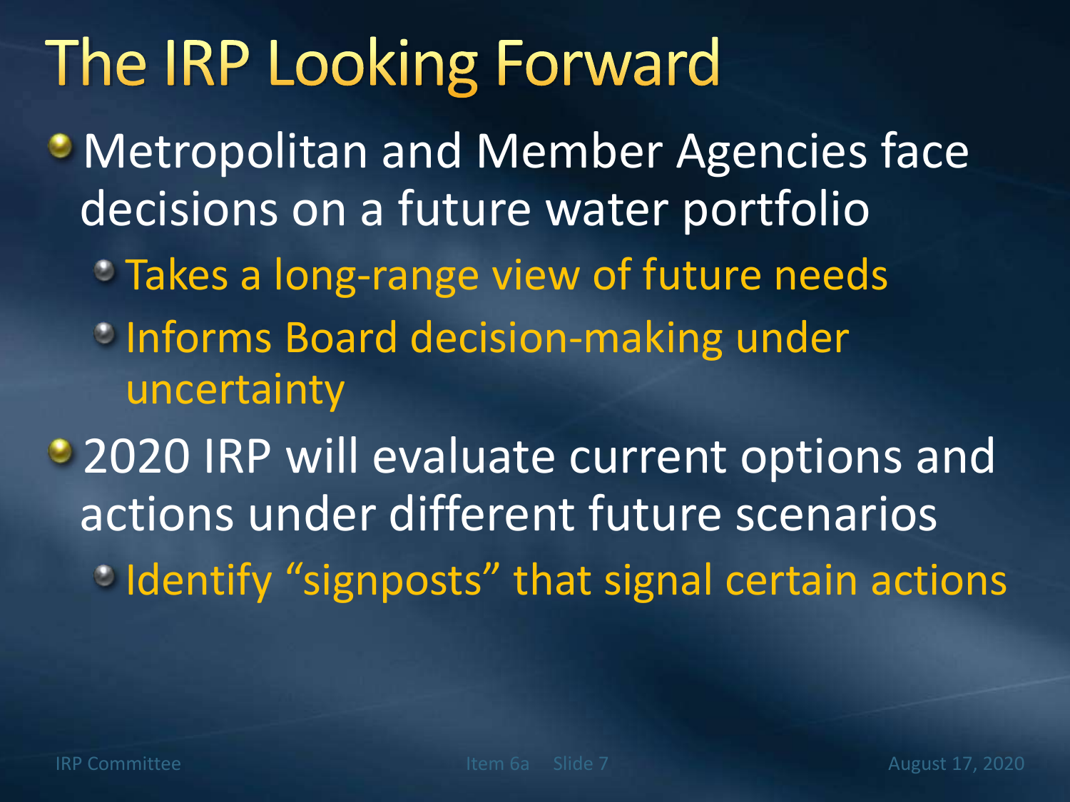# The IRP Looking Forward

- Metropolitan and Member Agencies face decisions on a future water portfolio
  - Takes a long-range view of future needs
  - Informs Board decision-making under uncertainty
- 2020 IRP will evaluate current options and actions under different future scenarios
  - Identify "signposts" that signal certain actions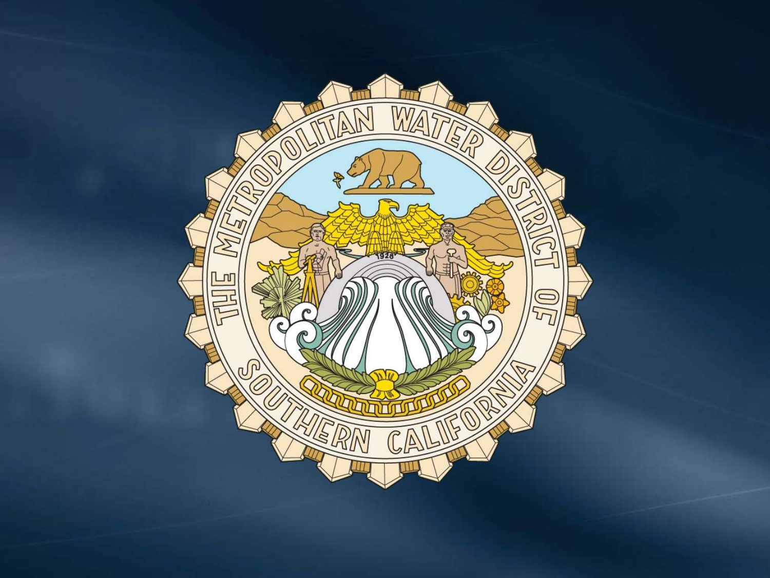THE METROPOLITAN WATER DISTRICT OF SOUTHERN CALIFORNIA

1928